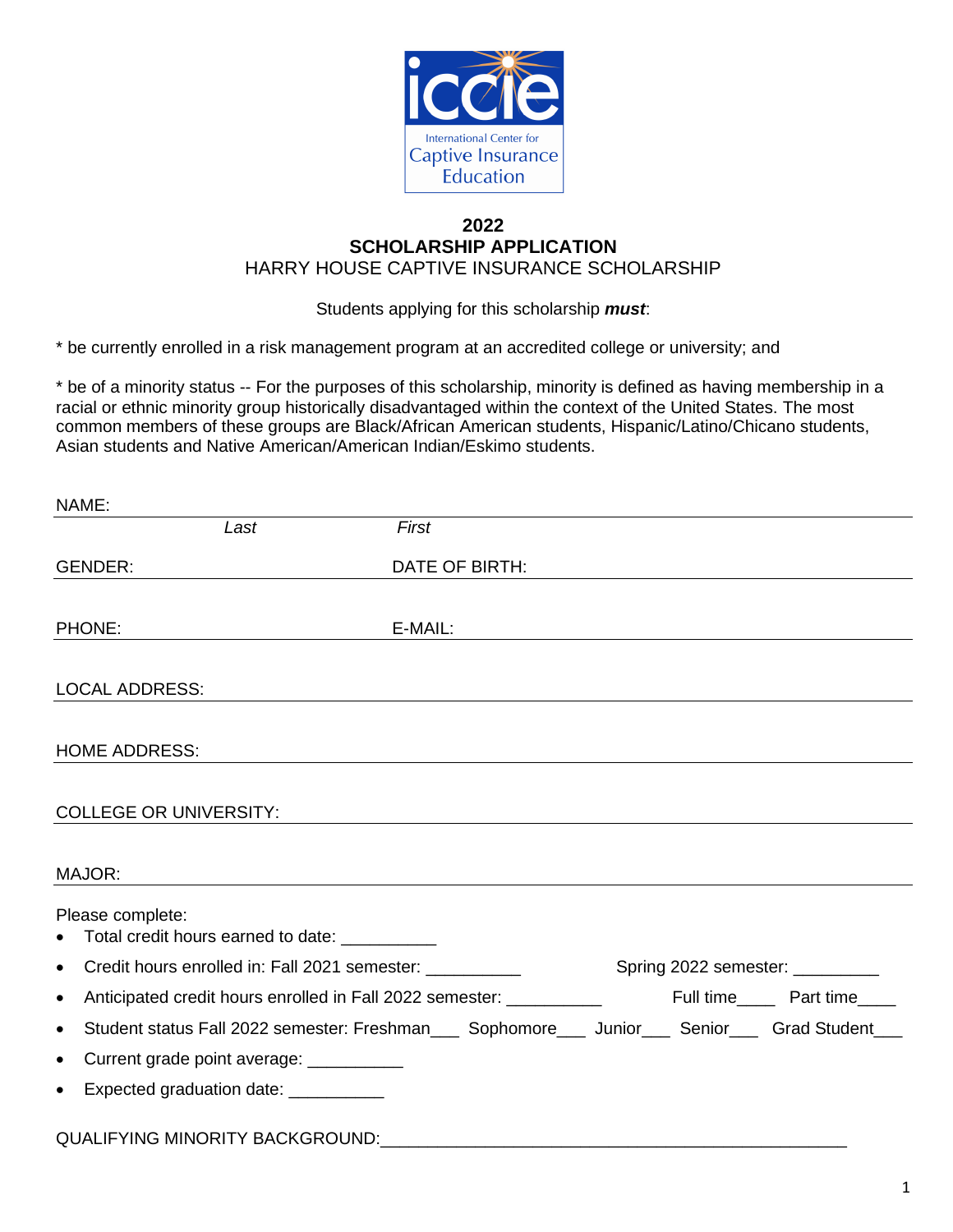iccie
International Center for Captive Insurance Education

# 2022
# SCHOLARSHIP APPLICATION
## HARRY HOUSE CAPTIVE INSURANCE SCHOLARSHIP

Students applying for this scholarship ***must***:

* be currently enrolled in a risk management program at an accredited college or university; and

* be of a minority status -- For the purposes of this scholarship, minority is defined as having membership in a racial or ethnic minority group historically disadvantaged within the context of the United States. The most common members of these groups are Black/African American students, Hispanic/Latino/Chicano students, Asian students and Native American/American Indian/Eskimo students.

NAME: ______________________________________________
*Last* *First*

GENDER: ____________________ DATE OF BIRTH: ____________________

PHONE: ____________________ E-MAIL: ____________________

LOCAL ADDRESS: ______________________________________________

HOME ADDRESS: ______________________________________________

COLLEGE OR UNIVERSITY: ______________________________________________

MAJOR: ______________________________________________

Please complete:

- Total credit hours earned to date: __________
- Credit hours enrolled in: Fall 2021 semester: __________ Spring 2022 semester: _________
- Anticipated credit hours enrolled in Fall 2022 semester: __________ Full time____ Part time____
- Student status Fall 2022 semester: Freshman___ Sophomore___ Junior___ Senior___ Grad Student___
- Current grade point average: __________
- Expected graduation date: __________

QUALIFYING MINORITY BACKGROUND:_________________________________________________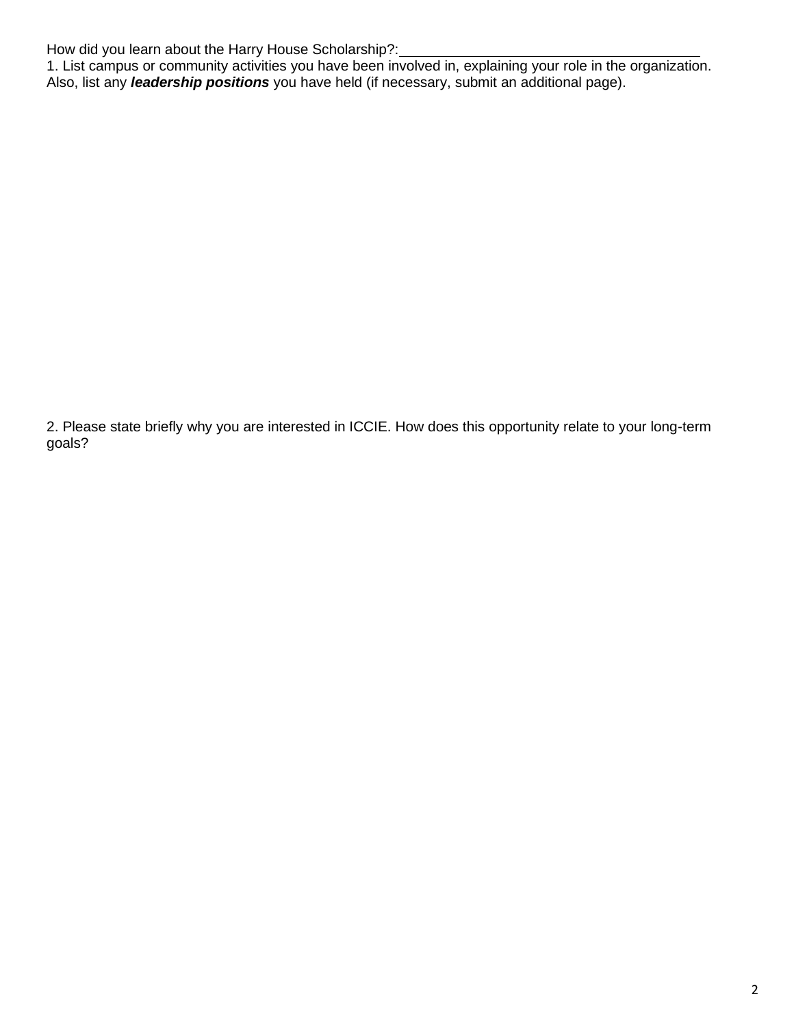How did you learn about the Harry House Scholarship?:\_\_\_\_\_\_\_\_\_\_\_\_\_\_\_\_\_\_\_\_\_\_\_\_\_\_\_\_\_\_\_\_\_\_\_\_\_\_\_\_

1. List campus or community activities you have been involved in, explaining your role in the organization. Also, list any ***leadership positions*** you have held (if necessary, submit an additional page).

2. Please state briefly why you are interested in ICCIE. How does this opportunity relate to your long-term goals?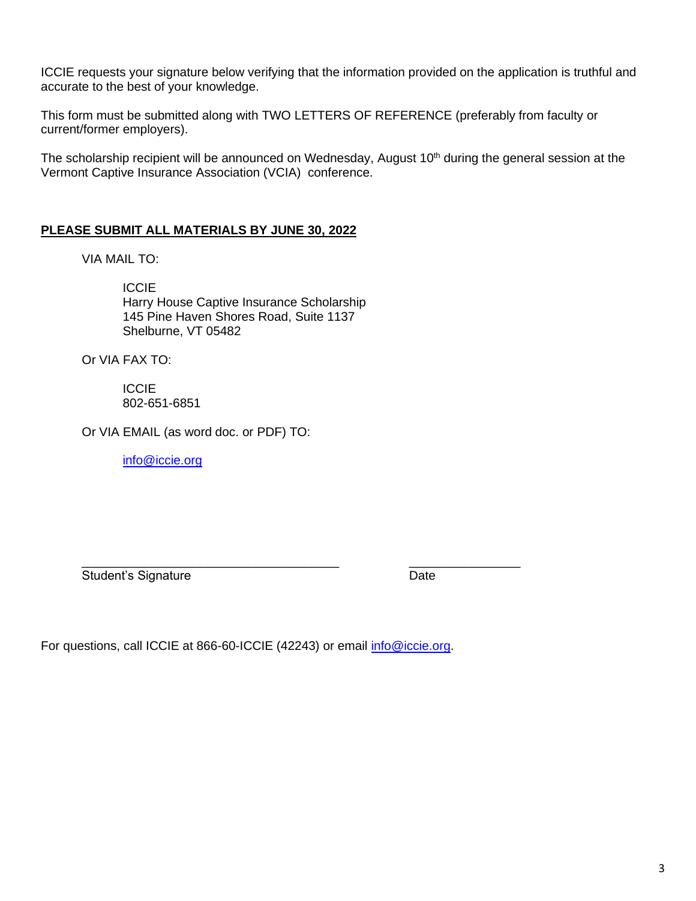ICCIE requests your signature below verifying that the information provided on the application is truthful and accurate to the best of your knowledge.

This form must be submitted along with TWO LETTERS OF REFERENCE (preferably from faculty or current/former employers).

The scholarship recipient will be announced on Wednesday, August 10th during the general session at the Vermont Captive Insurance Association (VCIA) conference.

**PLEASE SUBMIT ALL MATERIALS BY JUNE 30, 2022**

VIA MAIL TO:

ICCIE
Harry House Captive Insurance Scholarship
145 Pine Haven Shores Road, Suite 1137
Shelburne, VT 05482

Or VIA FAX TO:

ICCIE
802-651-6851

Or VIA EMAIL (as word doc. or PDF) TO:

info@iccie.org

_______________________________________ ________________
Student's Signature Date

For questions, call ICCIE at 866-60-ICCIE (42243) or email info@iccie.org.